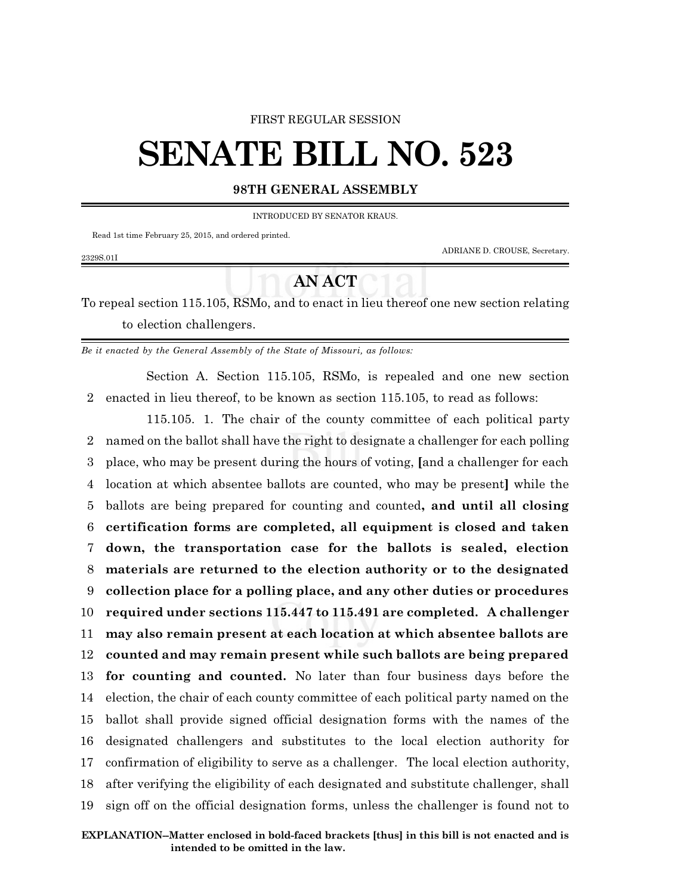FIRST REGULAR SESSION

# SENATE BILL NO. 523

**98TH GENERAL ASSEMBLY**

INTRODUCED BY SENATOR KRAUS.

Read 1st time February 25, 2015, and ordered printed.

ADRIANE D. CROUSE, Secretary.

2329S.01I

## AN ACT

To repeal section 115.105, RSMo, and to enact in lieu thereof one new section relating to election challengers.

*Be it enacted by the General Assembly of the State of Missouri, as follows:*

Section A. Section 115.105, RSMo, is repealed and one new section enacted in lieu thereof, to be known as section 115.105, to read as follows:

115.105. 1. The chair of the county committee of each political party named on the ballot shall have the right to designate a challenger for each polling place, who may be present during the hours of voting, **[**and a challenger for each location at which absentee ballots are counted, who may be present**]** while the ballots are being prepared for counting and counted**, and until all closing certification forms are completed, all equipment is closed and taken down, the transportation case for the ballots is sealed, election materials are returned to the election authority or to the designated collection place for a polling place, and any other duties or procedures required under sections 115.447 to 115.491 are completed. A challenger may also remain present at each location at which absentee ballots are counted and may remain present while such ballots are being prepared for counting and counted.** No later than four business days before the election, the chair of each county committee of each political party named on the ballot shall provide signed official designation forms with the names of the designated challengers and substitutes to the local election authority for confirmation of eligibility to serve as a challenger. The local election authority, after verifying the eligibility of each designated and substitute challenger, shall sign off on the official designation forms, unless the challenger is found not to

**EXPLANATION–Matter enclosed in bold-faced brackets [thus] in this bill is not enacted and is intended to be omitted in the law.**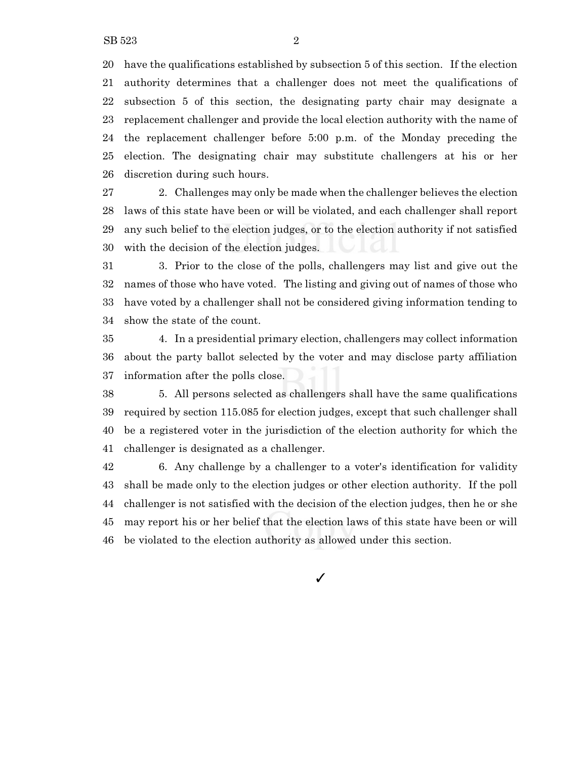have the qualifications established by subsection 5 of this section. If the election authority determines that a challenger does not meet the qualifications of subsection 5 of this section, the designating party chair may designate a replacement challenger and provide the local election authority with the name of the replacement challenger before 5:00 p.m. of the Monday preceding the election. The designating chair may substitute challengers at his or her discretion during such hours.

2. Challenges may only be made when the challenger believes the election laws of this state have been or will be violated, and each challenger shall report any such belief to the election judges, or to the election authority if not satisfied with the decision of the election judges.

3. Prior to the close of the polls, challengers may list and give out the names of those who have voted. The listing and giving out of names of those who have voted by a challenger shall not be considered giving information tending to show the state of the count.

4. In a presidential primary election, challengers may collect information about the party ballot selected by the voter and may disclose party affiliation information after the polls close.

5. All persons selected as challengers shall have the same qualifications required by section 115.085 for election judges, except that such challenger shall be a registered voter in the jurisdiction of the election authority for which the challenger is designated as a challenger.

6. Any challenge by a challenger to a voter's identification for validity shall be made only to the election judges or other election authority. If the poll challenger is not satisfied with the decision of the election judges, then he or she may report his or her belief that the election laws of this state have been or will be violated to the election authority as allowed under this section.

✓